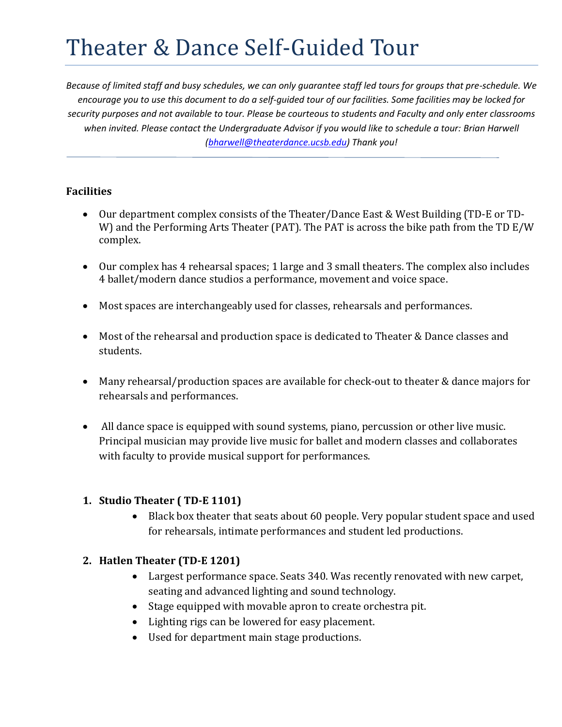# Theater & Dance Self-Guided Tour

*Because of limited staff and busy schedules, we can only guarantee staff led tours for groups that pre-schedule. We encourage you to use this document to do a self-guided tour of our facilities. Some facilities may be locked for security purposes and not available to tour. Please be courteous to students and Faculty and only enter classrooms when invited. Please contact the Undergraduate Advisor if you would like to schedule a tour: Brian Harwell ([bharwell@theaterdance.ucsb.edu](mailto:bharwell@theaterdance.ucsb.edu)) Thank you!*

**Facilities**

- Our department complex consists of the Theater/Dance East & West Building (TD-E or TD-W) and the Performing Arts Theater (PAT). The PAT is across the bike path from the TD E/W complex.
- Our complex has 4 rehearsal spaces; 1 large and 3 small theaters. The complex also includes 4 ballet/modern dance studios a performance, movement and voice space.
- Most spaces are interchangeably used for classes, rehearsals and performances.
- Most of the rehearsal and production space is dedicated to Theater & Dance classes and students.
- Many rehearsal/production spaces are available for check-out to theater & dance majors for rehearsals and performances.
- All dance space is equipped with sound systems, piano, percussion or other live music. Principal musician may provide live music for ballet and modern classes and collaborates with faculty to provide musical support for performances.

1. **Studio Theater ( TD-E 1101)**
    - Black box theater that seats about 60 people. Very popular student space and used for rehearsals, intimate performances and student led productions.
2. **Hatlen Theater (TD-E 1201)**
    - Largest performance space. Seats 340. Was recently renovated with new carpet, seating and advanced lighting and sound technology.
    - Stage equipped with movable apron to create orchestra pit.
    - Lighting rigs can be lowered for easy placement.
    - Used for department main stage productions.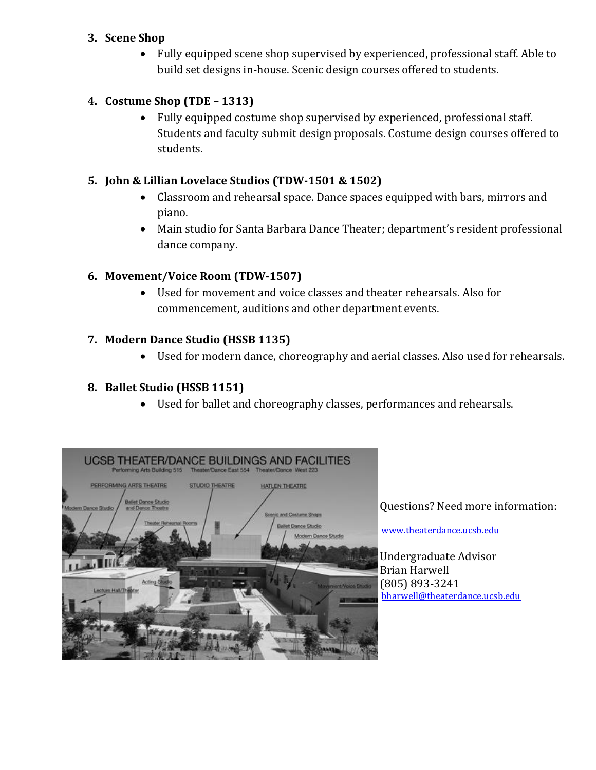3. **Scene Shop**
    - Fully equipped scene shop supervised by experienced, professional staff. Able to build set designs in-house. Scenic design courses offered to students.

4. **Costume Shop (TDE – 1313)**
    - Fully equipped costume shop supervised by experienced, professional staff. Students and faculty submit design proposals. Costume design courses offered to students.

5. **John & Lillian Lovelace Studios (TDW-1501 & 1502)**
    - Classroom and rehearsal space. Dance spaces equipped with bars, mirrors and piano.
    - Main studio for Santa Barbara Dance Theater; department's resident professional dance company.

6. **Movement/Voice Room (TDW-1507)**
    - Used for movement and voice classes and theater rehearsals. Also for commencement, auditions and other department events.

7. **Modern Dance Studio (HSSB 1135)**
    - Used for modern dance, choreography and aerial classes. Also used for rehearsals.

8. **Ballet Studio (HSSB 1151)**
    - Used for ballet and choreography classes, performances and rehearsals.

UCSB THEATER/DANCE BUILDINGS AND FACILITIES
Performing Arts Building 515 Theater/Dance East 554 Theater/Dance West 223
PERFORMING ARTS THEATRE
STUDIO THEATRE
HATLEN THEATRE
Modern Dance Studio
Ballet Dance Studio and Dance Theatre
Theater Rehearsal Rooms
Scenic and Costume Shops
Ballet Dance Studio
Modern Dance Studio
Acting Studio
Lecture Hall/Theater
Movement/Voice Studio

Questions? Need more information:

www.theaterdance.ucsb.edu

Undergraduate Advisor
Brian Harwell
(805) 893-3241
bharwell@theaterdance.ucsb.edu